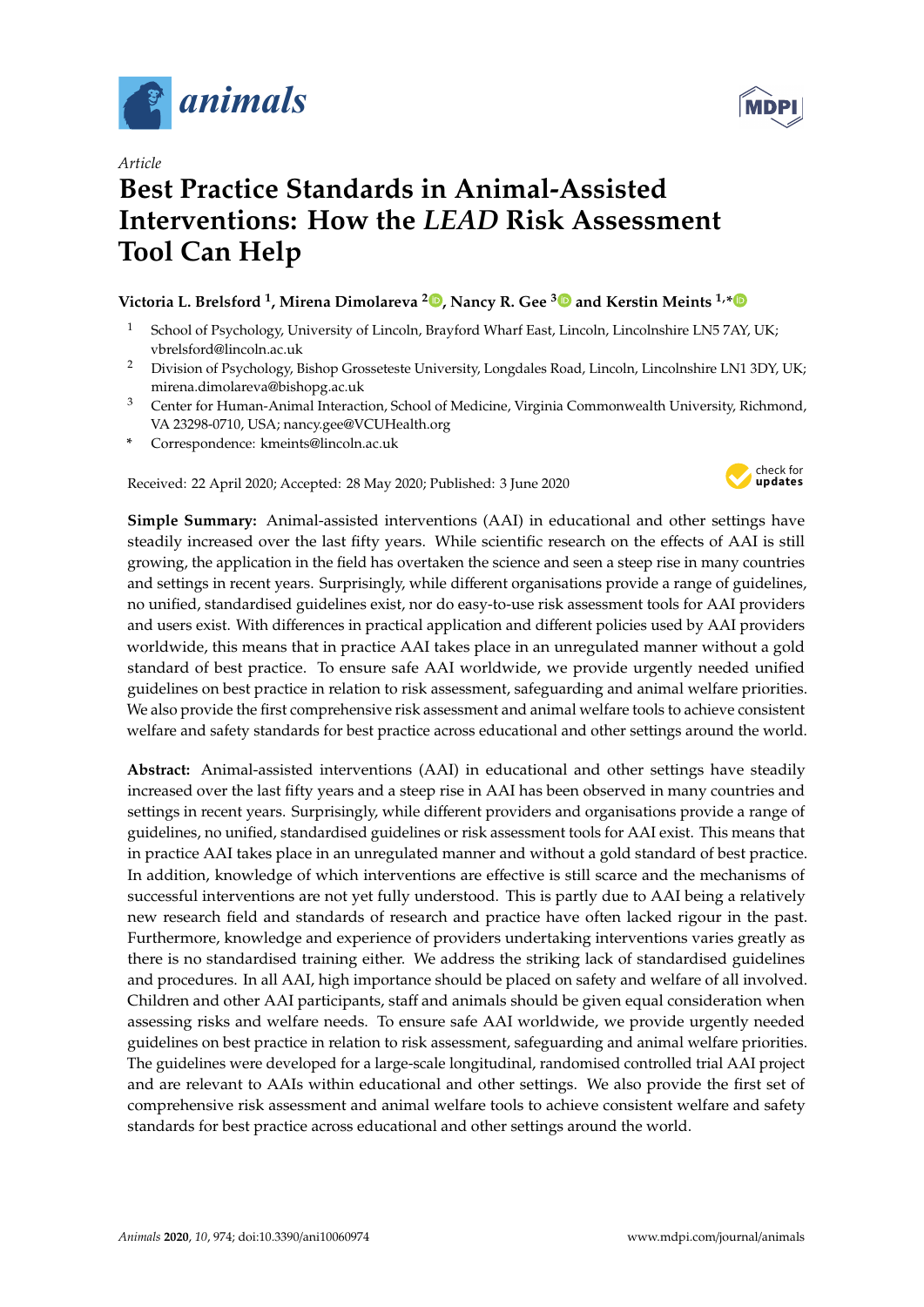*Article*

# Best Practice Standards in Animal-Assisted Interventions: How the *LEAD* Risk Assessment Tool Can Help

**Victoria L. Brelsford [1], Mirena Dimolareva [2], Nancy R. Gee [3] and Kerstin Meints [1,*]**

[1] School of Psychology, University of Lincoln, Brayford Wharf East, Lincoln, Lincolnshire LN5 7AY, UK; vbrelsford@lincoln.ac.uk

[2] Division of Psychology, Bishop Grosseteste University, Longdales Road, Lincoln, Lincolnshire LN1 3DY, UK; mirena.dimolareva@bishopg.ac.uk

[3] Center for Human-Animal Interaction, School of Medicine, Virginia Commonwealth University, Richmond, VA 23298-0710, USA; nancy.gee@VCUHealth.org

\* Correspondence: kmeints@lincoln.ac.uk

Received: 22 April 2020; Accepted: 28 May 2020; Published: 3 June 2020

**Simple Summary:** Animal-assisted interventions (AAI) in educational and other settings have steadily increased over the last fifty years. While scientific research on the effects of AAI is still growing, the application in the field has overtaken the science and seen a steep rise in many countries and settings in recent years. Surprisingly, while different organisations provide a range of guidelines, no unified, standardised guidelines exist, nor do easy-to-use risk assessment tools for AAI providers and users exist. With differences in practical application and different policies used by AAI providers worldwide, this means that in practice AAI takes place in an unregulated manner without a gold standard of best practice. To ensure safe AAI worldwide, we provide urgently needed unified guidelines on best practice in relation to risk assessment, safeguarding and animal welfare priorities. We also provide the first comprehensive risk assessment and animal welfare tools to achieve consistent welfare and safety standards for best practice across educational and other settings around the world.

**Abstract:** Animal-assisted interventions (AAI) in educational and other settings have steadily increased over the last fifty years and a steep rise in AAI has been observed in many countries and settings in recent years. Surprisingly, while different providers and organisations provide a range of guidelines, no unified, standardised guidelines or risk assessment tools for AAI exist. This means that in practice AAI takes place in an unregulated manner and without a gold standard of best practice. In addition, knowledge of which interventions are effective is still scarce and the mechanisms of successful interventions are not yet fully understood. This is partly due to AAI being a relatively new research field and standards of research and practice have often lacked rigour in the past. Furthermore, knowledge and experience of providers undertaking interventions varies greatly as there is no standardised training either. We address the striking lack of standardised guidelines and procedures. In all AAI, high importance should be placed on safety and welfare of all involved. Children and other AAI participants, staff and animals should be given equal consideration when assessing risks and welfare needs. To ensure safe AAI worldwide, we provide urgently needed guidelines on best practice in relation to risk assessment, safeguarding and animal welfare priorities. The guidelines were developed for a large-scale longitudinal, randomised controlled trial AAI project and are relevant to AAIs within educational and other settings. We also provide the first set of comprehensive risk assessment and animal welfare tools to achieve consistent welfare and safety standards for best practice across educational and other settings around the world.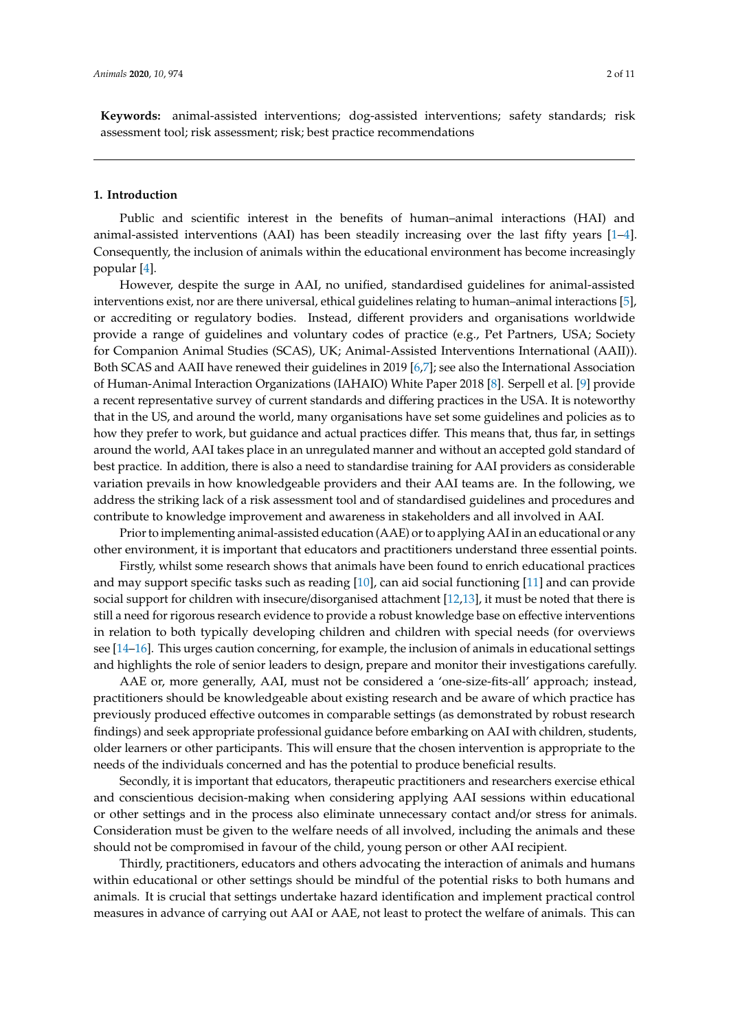**Keywords:** animal-assisted interventions; dog-assisted interventions; safety standards; risk assessment tool; risk assessment; risk; best practice recommendations

## 1. Introduction

Public and scientific interest in the benefits of human–animal interactions (HAI) and animal-assisted interventions (AAI) has been steadily increasing over the last fifty years [1–4]. Consequently, the inclusion of animals within the educational environment has become increasingly popular [4].

However, despite the surge in AAI, no unified, standardised guidelines for animal-assisted interventions exist, nor are there universal, ethical guidelines relating to human–animal interactions [5], or accrediting or regulatory bodies. Instead, different providers and organisations worldwide provide a range of guidelines and voluntary codes of practice (e.g., Pet Partners, USA; Society for Companion Animal Studies (SCAS), UK; Animal-Assisted Interventions International (AAII)). Both SCAS and AAII have renewed their guidelines in 2019 [6,7]; see also the International Association of Human-Animal Interaction Organizations (IAHAIO) White Paper 2018 [8]. Serpell et al. [9] provide a recent representative survey of current standards and differing practices in the USA. It is noteworthy that in the US, and around the world, many organisations have set some guidelines and policies as to how they prefer to work, but guidance and actual practices differ. This means that, thus far, in settings around the world, AAI takes place in an unregulated manner and without an accepted gold standard of best practice. In addition, there is also a need to standardise training for AAI providers as considerable variation prevails in how knowledgeable providers and their AAI teams are. In the following, we address the striking lack of a risk assessment tool and of standardised guidelines and procedures and contribute to knowledge improvement and awareness in stakeholders and all involved in AAI.

Prior to implementing animal-assisted education (AAE) or to applying AAI in an educational or any other environment, it is important that educators and practitioners understand three essential points.

Firstly, whilst some research shows that animals have been found to enrich educational practices and may support specific tasks such as reading [10], can aid social functioning [11] and can provide social support for children with insecure/disorganised attachment [12,13], it must be noted that there is still a need for rigorous research evidence to provide a robust knowledge base on effective interventions in relation to both typically developing children and children with special needs (for overviews see [14–16]. This urges caution concerning, for example, the inclusion of animals in educational settings and highlights the role of senior leaders to design, prepare and monitor their investigations carefully.

AAE or, more generally, AAI, must not be considered a 'one-size-fits-all' approach; instead, practitioners should be knowledgeable about existing research and be aware of which practice has previously produced effective outcomes in comparable settings (as demonstrated by robust research findings) and seek appropriate professional guidance before embarking on AAI with children, students, older learners or other participants. This will ensure that the chosen intervention is appropriate to the needs of the individuals concerned and has the potential to produce beneficial results.

Secondly, it is important that educators, therapeutic practitioners and researchers exercise ethical and conscientious decision-making when considering applying AAI sessions within educational or other settings and in the process also eliminate unnecessary contact and/or stress for animals. Consideration must be given to the welfare needs of all involved, including the animals and these should not be compromised in favour of the child, young person or other AAI recipient.

Thirdly, practitioners, educators and others advocating the interaction of animals and humans within educational or other settings should be mindful of the potential risks to both humans and animals. It is crucial that settings undertake hazard identification and implement practical control measures in advance of carrying out AAI or AAE, not least to protect the welfare of animals. This can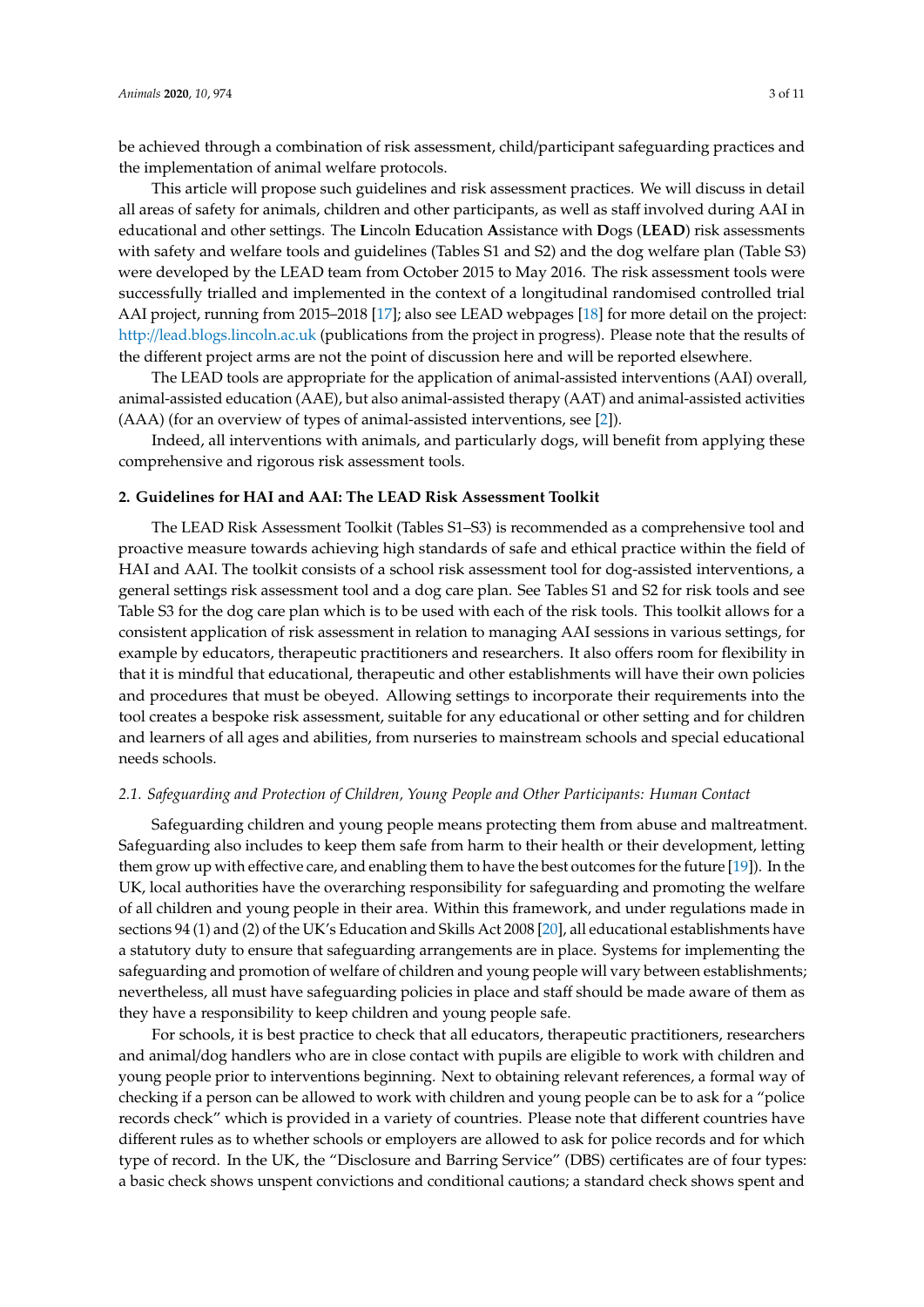be achieved through a combination of risk assessment, child/participant safeguarding practices and the implementation of animal welfare protocols.

This article will propose such guidelines and risk assessment practices. We will discuss in detail all areas of safety for animals, children and other participants, as well as staff involved during AAI in educational and other settings. The **L**incoln **E**ducation **A**ssistance with **D**ogs (**LEAD**) risk assessments with safety and welfare tools and guidelines (Tables S1 and S2) and the dog welfare plan (Table S3) were developed by the LEAD team from October 2015 to May 2016. The risk assessment tools were successfully trialled and implemented in the context of a longitudinal randomised controlled trial AAI project, running from 2015–2018 [17]; also see LEAD webpages [18] for more detail on the project: http://lead.blogs.lincoln.ac.uk (publications from the project in progress). Please note that the results of the different project arms are not the point of discussion here and will be reported elsewhere.

The LEAD tools are appropriate for the application of animal-assisted interventions (AAI) overall, animal-assisted education (AAE), but also animal-assisted therapy (AAT) and animal-assisted activities (AAA) (for an overview of types of animal-assisted interventions, see [2]).

Indeed, all interventions with animals, and particularly dogs, will benefit from applying these comprehensive and rigorous risk assessment tools.

## 2. Guidelines for HAI and AAI: The LEAD Risk Assessment Toolkit

The LEAD Risk Assessment Toolkit (Tables S1–S3) is recommended as a comprehensive tool and proactive measure towards achieving high standards of safe and ethical practice within the field of HAI and AAI. The toolkit consists of a school risk assessment tool for dog-assisted interventions, a general settings risk assessment tool and a dog care plan. See Tables S1 and S2 for risk tools and see Table S3 for the dog care plan which is to be used with each of the risk tools. This toolkit allows for a consistent application of risk assessment in relation to managing AAI sessions in various settings, for example by educators, therapeutic practitioners and researchers. It also offers room for flexibility in that it is mindful that educational, therapeutic and other establishments will have their own policies and procedures that must be obeyed. Allowing settings to incorporate their requirements into the tool creates a bespoke risk assessment, suitable for any educational or other setting and for children and learners of all ages and abilities, from nurseries to mainstream schools and special educational needs schools.

### *2.1. Safeguarding and Protection of Children, Young People and Other Participants: Human Contact*

Safeguarding children and young people means protecting them from abuse and maltreatment. Safeguarding also includes to keep them safe from harm to their health or their development, letting them grow up with effective care, and enabling them to have the best outcomes for the future [19]). In the UK, local authorities have the overarching responsibility for safeguarding and promoting the welfare of all children and young people in their area. Within this framework, and under regulations made in sections 94 (1) and (2) of the UK's Education and Skills Act 2008 [20], all educational establishments have a statutory duty to ensure that safeguarding arrangements are in place. Systems for implementing the safeguarding and promotion of welfare of children and young people will vary between establishments; nevertheless, all must have safeguarding policies in place and staff should be made aware of them as they have a responsibility to keep children and young people safe.

For schools, it is best practice to check that all educators, therapeutic practitioners, researchers and animal/dog handlers who are in close contact with pupils are eligible to work with children and young people prior to interventions beginning. Next to obtaining relevant references, a formal way of checking if a person can be allowed to work with children and young people can be to ask for a "police records check" which is provided in a variety of countries. Please note that different countries have different rules as to whether schools or employers are allowed to ask for police records and for which type of record. In the UK, the "Disclosure and Barring Service" (DBS) certificates are of four types: a basic check shows unspent convictions and conditional cautions; a standard check shows spent and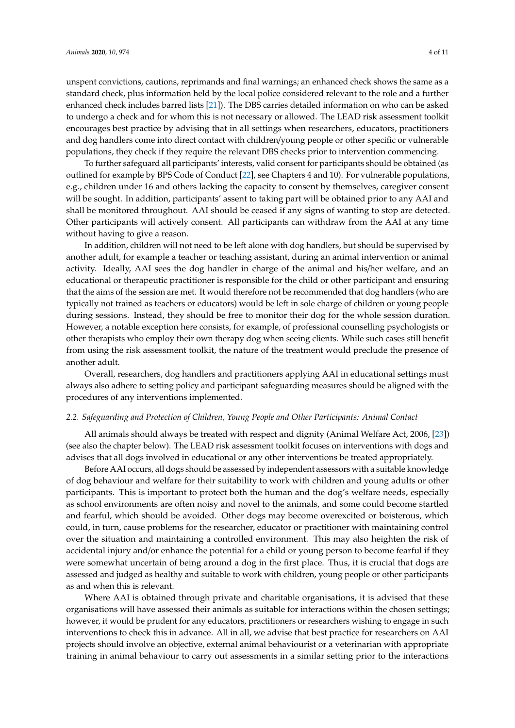unspent convictions, cautions, reprimands and final warnings; an enhanced check shows the same as a standard check, plus information held by the local police considered relevant to the role and a further enhanced check includes barred lists [21]). The DBS carries detailed information on who can be asked to undergo a check and for whom this is not necessary or allowed. The LEAD risk assessment toolkit encourages best practice by advising that in all settings when researchers, educators, practitioners and dog handlers come into direct contact with children/young people or other specific or vulnerable populations, they check if they require the relevant DBS checks prior to intervention commencing.

To further safeguard all participants' interests, valid consent for participants should be obtained (as outlined for example by BPS Code of Conduct [22], see Chapters 4 and 10). For vulnerable populations, e.g., children under 16 and others lacking the capacity to consent by themselves, caregiver consent will be sought. In addition, participants' assent to taking part will be obtained prior to any AAI and shall be monitored throughout. AAI should be ceased if any signs of wanting to stop are detected. Other participants will actively consent. All participants can withdraw from the AAI at any time without having to give a reason.

In addition, children will not need to be left alone with dog handlers, but should be supervised by another adult, for example a teacher or teaching assistant, during an animal intervention or animal activity. Ideally, AAI sees the dog handler in charge of the animal and his/her welfare, and an educational or therapeutic practitioner is responsible for the child or other participant and ensuring that the aims of the session are met. It would therefore not be recommended that dog handlers (who are typically not trained as teachers or educators) would be left in sole charge of children or young people during sessions. Instead, they should be free to monitor their dog for the whole session duration. However, a notable exception here consists, for example, of professional counselling psychologists or other therapists who employ their own therapy dog when seeing clients. While such cases still benefit from using the risk assessment toolkit, the nature of the treatment would preclude the presence of another adult.

Overall, researchers, dog handlers and practitioners applying AAI in educational settings must always also adhere to setting policy and participant safeguarding measures should be aligned with the procedures of any interventions implemented.

### *2.2. Safeguarding and Protection of Children, Young People and Other Participants: Animal Contact*

All animals should always be treated with respect and dignity (Animal Welfare Act, 2006, [23]) (see also the chapter below). The LEAD risk assessment toolkit focuses on interventions with dogs and advises that all dogs involved in educational or any other interventions be treated appropriately.

Before AAI occurs, all dogs should be assessed by independent assessors with a suitable knowledge of dog behaviour and welfare for their suitability to work with children and young adults or other participants. This is important to protect both the human and the dog's welfare needs, especially as school environments are often noisy and novel to the animals, and some could become startled and fearful, which should be avoided. Other dogs may become overexcited or boisterous, which could, in turn, cause problems for the researcher, educator or practitioner with maintaining control over the situation and maintaining a controlled environment. This may also heighten the risk of accidental injury and/or enhance the potential for a child or young person to become fearful if they were somewhat uncertain of being around a dog in the first place. Thus, it is crucial that dogs are assessed and judged as healthy and suitable to work with children, young people or other participants as and when this is relevant.

Where AAI is obtained through private and charitable organisations, it is advised that these organisations will have assessed their animals as suitable for interactions within the chosen settings; however, it would be prudent for any educators, practitioners or researchers wishing to engage in such interventions to check this in advance. All in all, we advise that best practice for researchers on AAI projects should involve an objective, external animal behaviourist or a veterinarian with appropriate training in animal behaviour to carry out assessments in a similar setting prior to the interactions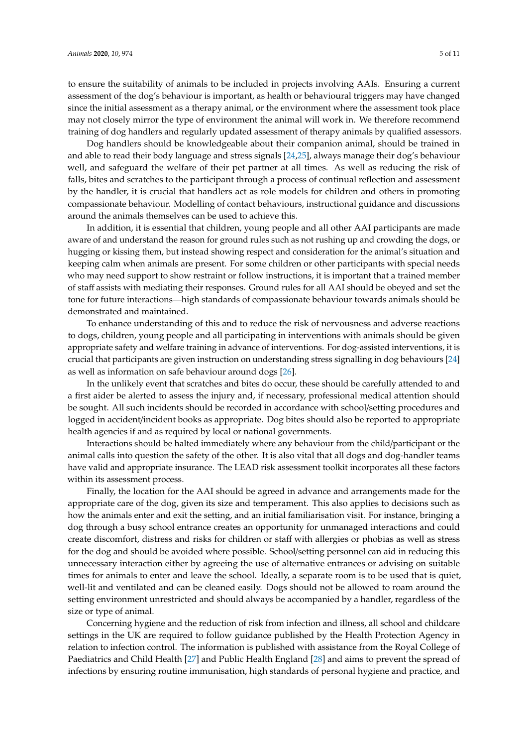to ensure the suitability of animals to be included in projects involving AAIs. Ensuring a current assessment of the dog's behaviour is important, as health or behavioural triggers may have changed since the initial assessment as a therapy animal, or the environment where the assessment took place may not closely mirror the type of environment the animal will work in. We therefore recommend training of dog handlers and regularly updated assessment of therapy animals by qualified assessors.

Dog handlers should be knowledgeable about their companion animal, should be trained in and able to read their body language and stress signals [24,25], always manage their dog's behaviour well, and safeguard the welfare of their pet partner at all times. As well as reducing the risk of falls, bites and scratches to the participant through a process of continual reflection and assessment by the handler, it is crucial that handlers act as role models for children and others in promoting compassionate behaviour. Modelling of contact behaviours, instructional guidance and discussions around the animals themselves can be used to achieve this.

In addition, it is essential that children, young people and all other AAI participants are made aware of and understand the reason for ground rules such as not rushing up and crowding the dogs, or hugging or kissing them, but instead showing respect and consideration for the animal's situation and keeping calm when animals are present. For some children or other participants with special needs who may need support to show restraint or follow instructions, it is important that a trained member of staff assists with mediating their responses. Ground rules for all AAI should be obeyed and set the tone for future interactions—high standards of compassionate behaviour towards animals should be demonstrated and maintained.

To enhance understanding of this and to reduce the risk of nervousness and adverse reactions to dogs, children, young people and all participating in interventions with animals should be given appropriate safety and welfare training in advance of interventions. For dog-assisted interventions, it is crucial that participants are given instruction on understanding stress signalling in dog behaviours [24] as well as information on safe behaviour around dogs [26].

In the unlikely event that scratches and bites do occur, these should be carefully attended to and a first aider be alerted to assess the injury and, if necessary, professional medical attention should be sought. All such incidents should be recorded in accordance with school/setting procedures and logged in accident/incident books as appropriate. Dog bites should also be reported to appropriate health agencies if and as required by local or national governments.

Interactions should be halted immediately where any behaviour from the child/participant or the animal calls into question the safety of the other. It is also vital that all dogs and dog-handler teams have valid and appropriate insurance. The LEAD risk assessment toolkit incorporates all these factors within its assessment process.

Finally, the location for the AAI should be agreed in advance and arrangements made for the appropriate care of the dog, given its size and temperament. This also applies to decisions such as how the animals enter and exit the setting, and an initial familiarisation visit. For instance, bringing a dog through a busy school entrance creates an opportunity for unmanaged interactions and could create discomfort, distress and risks for children or staff with allergies or phobias as well as stress for the dog and should be avoided where possible. School/setting personnel can aid in reducing this unnecessary interaction either by agreeing the use of alternative entrances or advising on suitable times for animals to enter and leave the school. Ideally, a separate room is to be used that is quiet, well-lit and ventilated and can be cleaned easily. Dogs should not be allowed to roam around the setting environment unrestricted and should always be accompanied by a handler, regardless of the size or type of animal.

Concerning hygiene and the reduction of risk from infection and illness, all school and childcare settings in the UK are required to follow guidance published by the Health Protection Agency in relation to infection control. The information is published with assistance from the Royal College of Paediatrics and Child Health [27] and Public Health England [28] and aims to prevent the spread of infections by ensuring routine immunisation, high standards of personal hygiene and practice, and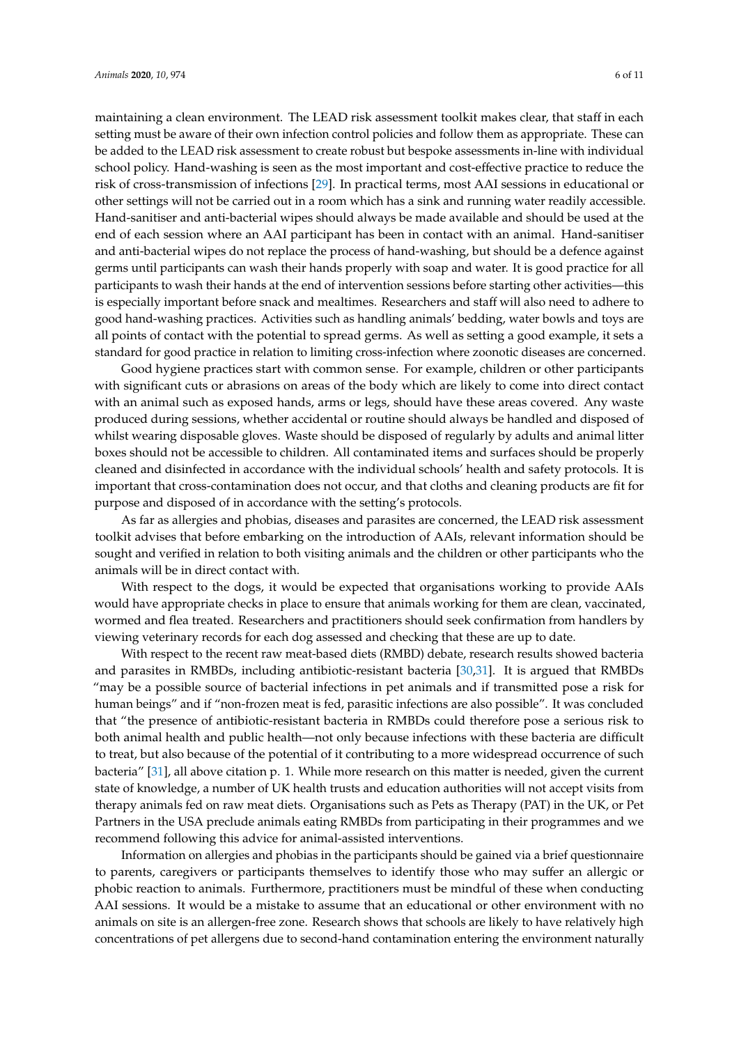maintaining a clean environment. The LEAD risk assessment toolkit makes clear, that staff in each setting must be aware of their own infection control policies and follow them as appropriate. These can be added to the LEAD risk assessment to create robust but bespoke assessments in-line with individual school policy. Hand-washing is seen as the most important and cost-effective practice to reduce the risk of cross-transmission of infections [29]. In practical terms, most AAI sessions in educational or other settings will not be carried out in a room which has a sink and running water readily accessible. Hand-sanitiser and anti-bacterial wipes should always be made available and should be used at the end of each session where an AAI participant has been in contact with an animal. Hand-sanitiser and anti-bacterial wipes do not replace the process of hand-washing, but should be a defence against germs until participants can wash their hands properly with soap and water. It is good practice for all participants to wash their hands at the end of intervention sessions before starting other activities—this is especially important before snack and mealtimes. Researchers and staff will also need to adhere to good hand-washing practices. Activities such as handling animals' bedding, water bowls and toys are all points of contact with the potential to spread germs. As well as setting a good example, it sets a standard for good practice in relation to limiting cross-infection where zoonotic diseases are concerned.

Good hygiene practices start with common sense. For example, children or other participants with significant cuts or abrasions on areas of the body which are likely to come into direct contact with an animal such as exposed hands, arms or legs, should have these areas covered. Any waste produced during sessions, whether accidental or routine should always be handled and disposed of whilst wearing disposable gloves. Waste should be disposed of regularly by adults and animal litter boxes should not be accessible to children. All contaminated items and surfaces should be properly cleaned and disinfected in accordance with the individual schools' health and safety protocols. It is important that cross-contamination does not occur, and that cloths and cleaning products are fit for purpose and disposed of in accordance with the setting's protocols.

As far as allergies and phobias, diseases and parasites are concerned, the LEAD risk assessment toolkit advises that before embarking on the introduction of AAIs, relevant information should be sought and verified in relation to both visiting animals and the children or other participants who the animals will be in direct contact with.

With respect to the dogs, it would be expected that organisations working to provide AAIs would have appropriate checks in place to ensure that animals working for them are clean, vaccinated, wormed and flea treated. Researchers and practitioners should seek confirmation from handlers by viewing veterinary records for each dog assessed and checking that these are up to date.

With respect to the recent raw meat-based diets (RMBD) debate, research results showed bacteria and parasites in RMBDs, including antibiotic-resistant bacteria [30,31]. It is argued that RMBDs "may be a possible source of bacterial infections in pet animals and if transmitted pose a risk for human beings" and if "non-frozen meat is fed, parasitic infections are also possible". It was concluded that "the presence of antibiotic-resistant bacteria in RMBDs could therefore pose a serious risk to both animal health and public health—not only because infections with these bacteria are difficult to treat, but also because of the potential of it contributing to a more widespread occurrence of such bacteria" [31], all above citation p. 1. While more research on this matter is needed, given the current state of knowledge, a number of UK health trusts and education authorities will not accept visits from therapy animals fed on raw meat diets. Organisations such as Pets as Therapy (PAT) in the UK, or Pet Partners in the USA preclude animals eating RMBDs from participating in their programmes and we recommend following this advice for animal-assisted interventions.

Information on allergies and phobias in the participants should be gained via a brief questionnaire to parents, caregivers or participants themselves to identify those who may suffer an allergic or phobic reaction to animals. Furthermore, practitioners must be mindful of these when conducting AAI sessions. It would be a mistake to assume that an educational or other environment with no animals on site is an allergen-free zone. Research shows that schools are likely to have relatively high concentrations of pet allergens due to second-hand contamination entering the environment naturally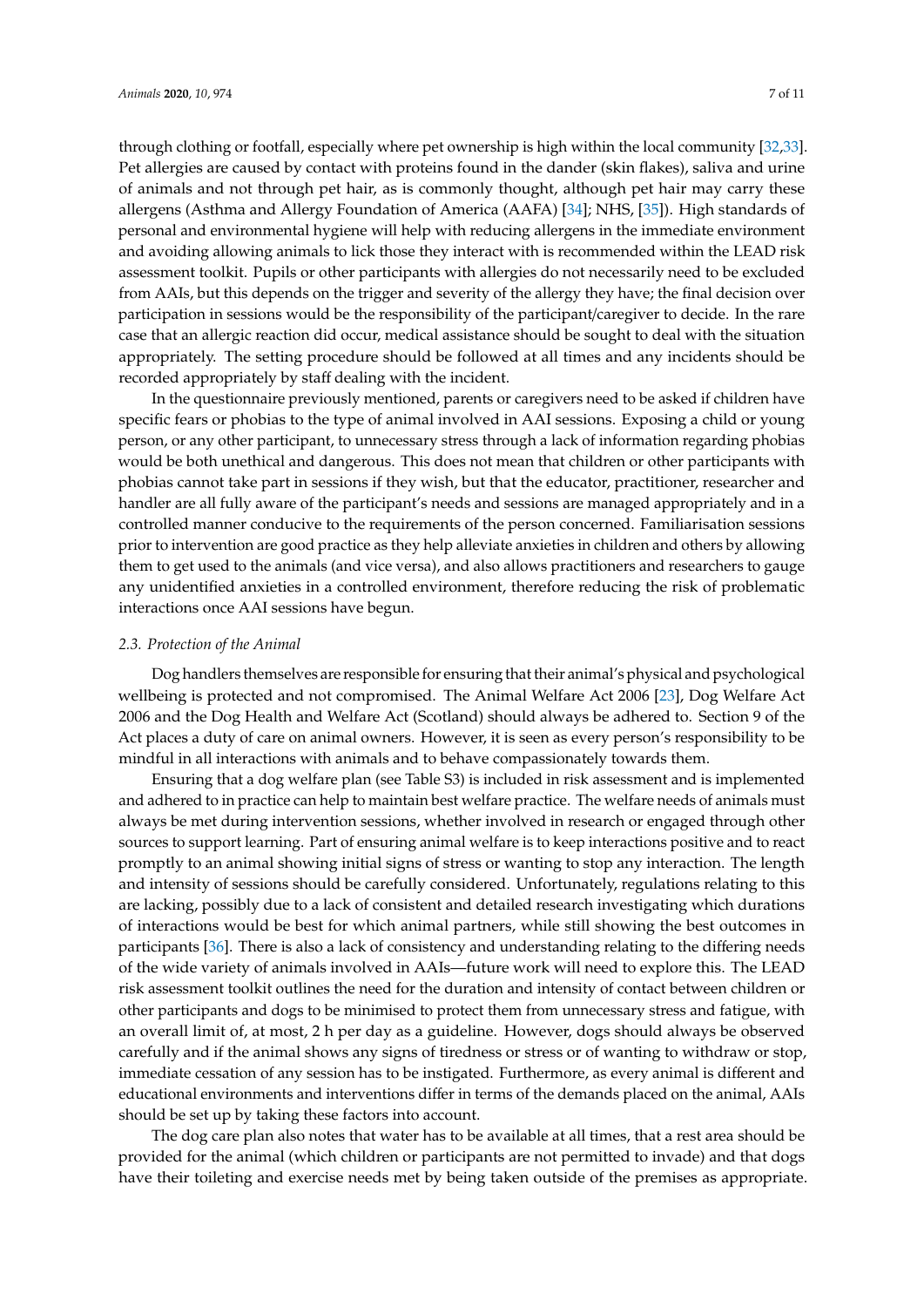through clothing or footfall, especially where pet ownership is high within the local community [32,33]. Pet allergies are caused by contact with proteins found in the dander (skin flakes), saliva and urine of animals and not through pet hair, as is commonly thought, although pet hair may carry these allergens (Asthma and Allergy Foundation of America (AAFA) [34]; NHS, [35]). High standards of personal and environmental hygiene will help with reducing allergens in the immediate environment and avoiding allowing animals to lick those they interact with is recommended within the LEAD risk assessment toolkit. Pupils or other participants with allergies do not necessarily need to be excluded from AAIs, but this depends on the trigger and severity of the allergy they have; the final decision over participation in sessions would be the responsibility of the participant/caregiver to decide. In the rare case that an allergic reaction did occur, medical assistance should be sought to deal with the situation appropriately. The setting procedure should be followed at all times and any incidents should be recorded appropriately by staff dealing with the incident.

In the questionnaire previously mentioned, parents or caregivers need to be asked if children have specific fears or phobias to the type of animal involved in AAI sessions. Exposing a child or young person, or any other participant, to unnecessary stress through a lack of information regarding phobias would be both unethical and dangerous. This does not mean that children or other participants with phobias cannot take part in sessions if they wish, but that the educator, practitioner, researcher and handler are all fully aware of the participant's needs and sessions are managed appropriately and in a controlled manner conducive to the requirements of the person concerned. Familiarisation sessions prior to intervention are good practice as they help alleviate anxieties in children and others by allowing them to get used to the animals (and vice versa), and also allows practitioners and researchers to gauge any unidentified anxieties in a controlled environment, therefore reducing the risk of problematic interactions once AAI sessions have begun.

### *2.3. Protection of the Animal*

Dog handlers themselves are responsible for ensuring that their animal's physical and psychological wellbeing is protected and not compromised. The Animal Welfare Act 2006 [23], Dog Welfare Act 2006 and the Dog Health and Welfare Act (Scotland) should always be adhered to. Section 9 of the Act places a duty of care on animal owners. However, it is seen as every person's responsibility to be mindful in all interactions with animals and to behave compassionately towards them.

Ensuring that a dog welfare plan (see Table S3) is included in risk assessment and is implemented and adhered to in practice can help to maintain best welfare practice. The welfare needs of animals must always be met during intervention sessions, whether involved in research or engaged through other sources to support learning. Part of ensuring animal welfare is to keep interactions positive and to react promptly to an animal showing initial signs of stress or wanting to stop any interaction. The length and intensity of sessions should be carefully considered. Unfortunately, regulations relating to this are lacking, possibly due to a lack of consistent and detailed research investigating which durations of interactions would be best for which animal partners, while still showing the best outcomes in participants [36]. There is also a lack of consistency and understanding relating to the differing needs of the wide variety of animals involved in AAIs—future work will need to explore this. The LEAD risk assessment toolkit outlines the need for the duration and intensity of contact between children or other participants and dogs to be minimised to protect them from unnecessary stress and fatigue, with an overall limit of, at most, 2 h per day as a guideline. However, dogs should always be observed carefully and if the animal shows any signs of tiredness or stress or of wanting to withdraw or stop, immediate cessation of any session has to be instigated. Furthermore, as every animal is different and educational environments and interventions differ in terms of the demands placed on the animal, AAIs should be set up by taking these factors into account.

The dog care plan also notes that water has to be available at all times, that a rest area should be provided for the animal (which children or participants are not permitted to invade) and that dogs have their toileting and exercise needs met by being taken outside of the premises as appropriate.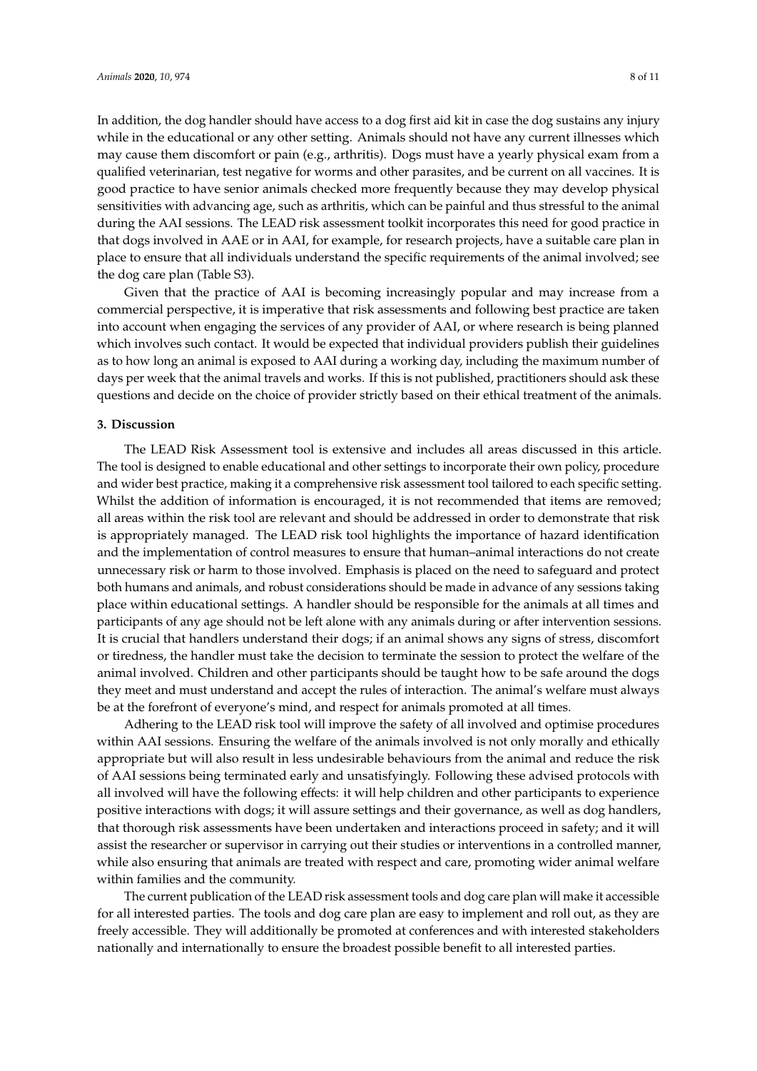In addition, the dog handler should have access to a dog first aid kit in case the dog sustains any injury while in the educational or any other setting. Animals should not have any current illnesses which may cause them discomfort or pain (e.g., arthritis). Dogs must have a yearly physical exam from a qualified veterinarian, test negative for worms and other parasites, and be current on all vaccines. It is good practice to have senior animals checked more frequently because they may develop physical sensitivities with advancing age, such as arthritis, which can be painful and thus stressful to the animal during the AAI sessions. The LEAD risk assessment toolkit incorporates this need for good practice in that dogs involved in AAE or in AAI, for example, for research projects, have a suitable care plan in place to ensure that all individuals understand the specific requirements of the animal involved; see the dog care plan (Table S3).

Given that the practice of AAI is becoming increasingly popular and may increase from a commercial perspective, it is imperative that risk assessments and following best practice are taken into account when engaging the services of any provider of AAI, or where research is being planned which involves such contact. It would be expected that individual providers publish their guidelines as to how long an animal is exposed to AAI during a working day, including the maximum number of days per week that the animal travels and works. If this is not published, practitioners should ask these questions and decide on the choice of provider strictly based on their ethical treatment of the animals.

## 3. Discussion

The LEAD Risk Assessment tool is extensive and includes all areas discussed in this article. The tool is designed to enable educational and other settings to incorporate their own policy, procedure and wider best practice, making it a comprehensive risk assessment tool tailored to each specific setting. Whilst the addition of information is encouraged, it is not recommended that items are removed; all areas within the risk tool are relevant and should be addressed in order to demonstrate that risk is appropriately managed. The LEAD risk tool highlights the importance of hazard identification and the implementation of control measures to ensure that human–animal interactions do not create unnecessary risk or harm to those involved. Emphasis is placed on the need to safeguard and protect both humans and animals, and robust considerations should be made in advance of any sessions taking place within educational settings. A handler should be responsible for the animals at all times and participants of any age should not be left alone with any animals during or after intervention sessions. It is crucial that handlers understand their dogs; if an animal shows any signs of stress, discomfort or tiredness, the handler must take the decision to terminate the session to protect the welfare of the animal involved. Children and other participants should be taught how to be safe around the dogs they meet and must understand and accept the rules of interaction. The animal's welfare must always be at the forefront of everyone's mind, and respect for animals promoted at all times.

Adhering to the LEAD risk tool will improve the safety of all involved and optimise procedures within AAI sessions. Ensuring the welfare of the animals involved is not only morally and ethically appropriate but will also result in less undesirable behaviours from the animal and reduce the risk of AAI sessions being terminated early and unsatisfyingly. Following these advised protocols with all involved will have the following effects: it will help children and other participants to experience positive interactions with dogs; it will assure settings and their governance, as well as dog handlers, that thorough risk assessments have been undertaken and interactions proceed in safety; and it will assist the researcher or supervisor in carrying out their studies or interventions in a controlled manner, while also ensuring that animals are treated with respect and care, promoting wider animal welfare within families and the community.

The current publication of the LEAD risk assessment tools and dog care plan will make it accessible for all interested parties. The tools and dog care plan are easy to implement and roll out, as they are freely accessible. They will additionally be promoted at conferences and with interested stakeholders nationally and internationally to ensure the broadest possible benefit to all interested parties.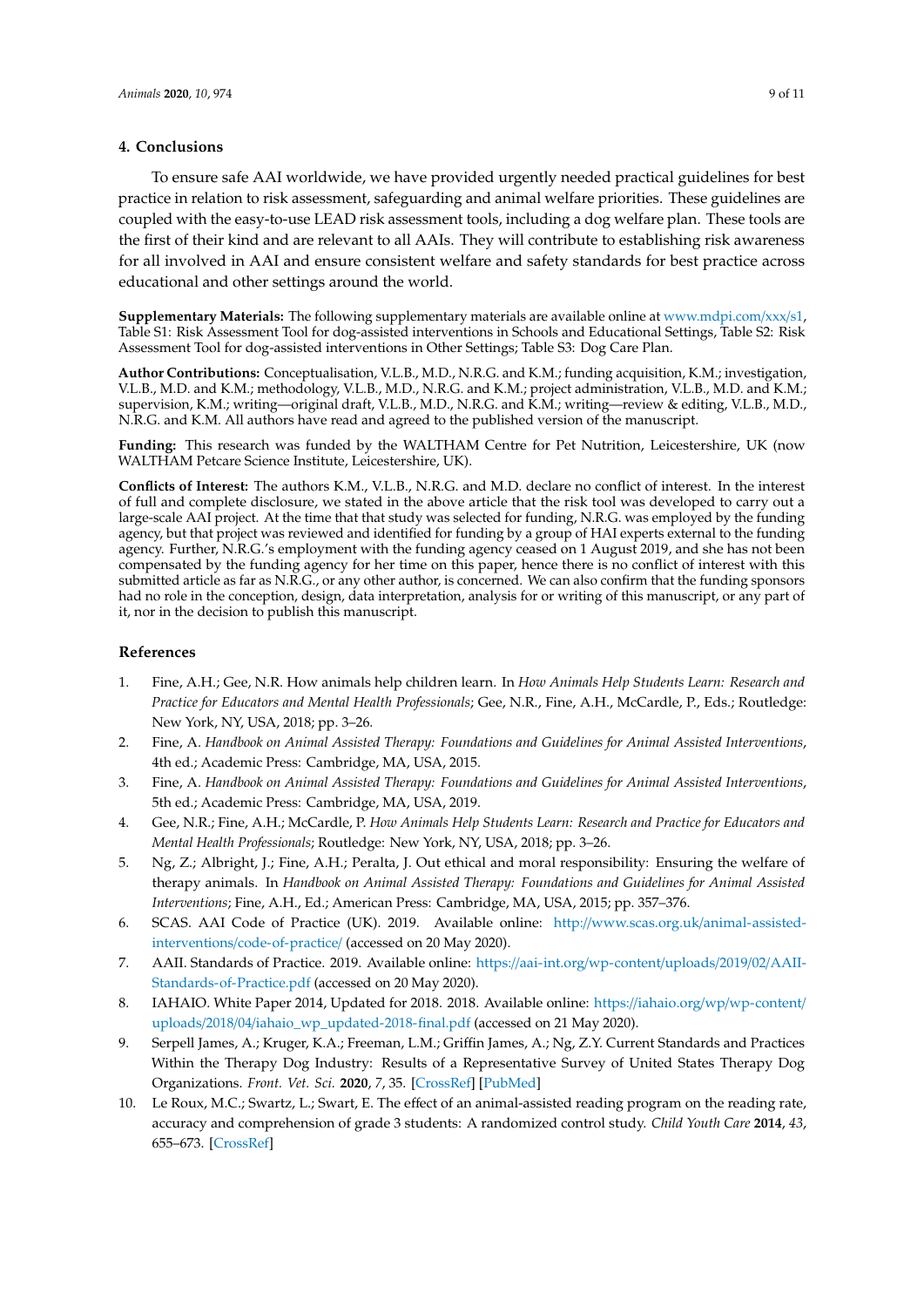## 4. Conclusions

To ensure safe AAI worldwide, we have provided urgently needed practical guidelines for best practice in relation to risk assessment, safeguarding and animal welfare priorities. These guidelines are coupled with the easy-to-use LEAD risk assessment tools, including a dog welfare plan. These tools are the first of their kind and are relevant to all AAIs. They will contribute to establishing risk awareness for all involved in AAI and ensure consistent welfare and safety standards for best practice across educational and other settings around the world.

**Supplementary Materials:** The following supplementary materials are available online at www.mdpi.com/xxx/s1, Table S1: Risk Assessment Tool for dog-assisted interventions in Schools and Educational Settings, Table S2: Risk Assessment Tool for dog-assisted interventions in Other Settings; Table S3: Dog Care Plan.

**Author Contributions:** Conceptualisation, V.L.B., M.D., N.R.G. and K.M.; funding acquisition, K.M.; investigation, V.L.B., M.D. and K.M.; methodology, V.L.B., M.D., N.R.G. and K.M.; project administration, V.L.B., M.D. and K.M.; supervision, K.M.; writing—original draft, V.L.B., M.D., N.R.G. and K.M.; writing—review & editing, V.L.B., M.D., N.R.G. and K.M. All authors have read and agreed to the published version of the manuscript.

**Funding:** This research was funded by the WALTHAM Centre for Pet Nutrition, Leicestershire, UK (now WALTHAM Petcare Science Institute, Leicestershire, UK).

**Conflicts of Interest:** The authors K.M., V.L.B., N.R.G. and M.D. declare no conflict of interest. In the interest of full and complete disclosure, we stated in the above article that the risk tool was developed to carry out a large-scale AAI project. At the time that that study was selected for funding, N.R.G. was employed by the funding agency, but that project was reviewed and identified for funding by a group of HAI experts external to the funding agency. Further, N.R.G.'s employment with the funding agency ceased on 1 August 2019, and she has not been compensated by the funding agency for her time on this paper, hence there is no conflict of interest with this submitted article as far as N.R.G., or any other author, is concerned. We can also confirm that the funding sponsors had no role in the conception, design, data interpretation, analysis for or writing of this manuscript, or any part of it, nor in the decision to publish this manuscript.

## References

1. Fine, A.H.; Gee, N.R. How animals help children learn. In *How Animals Help Students Learn: Research and Practice for Educators and Mental Health Professionals*; Gee, N.R., Fine, A.H., McCardle, P., Eds.; Routledge: New York, NY, USA, 2018; pp. 3–26.
2. Fine, A. *Handbook on Animal Assisted Therapy: Foundations and Guidelines for Animal Assisted Interventions*, 4th ed.; Academic Press: Cambridge, MA, USA, 2015.
3. Fine, A. *Handbook on Animal Assisted Therapy: Foundations and Guidelines for Animal Assisted Interventions*, 5th ed.; Academic Press: Cambridge, MA, USA, 2019.
4. Gee, N.R.; Fine, A.H.; McCardle, P. *How Animals Help Students Learn: Research and Practice for Educators and Mental Health Professionals*; Routledge: New York, NY, USA, 2018; pp. 3–26.
5. Ng, Z.; Albright, J.; Fine, A.H.; Peralta, J. Out ethical and moral responsibility: Ensuring the welfare of therapy animals. In *Handbook on Animal Assisted Therapy: Foundations and Guidelines for Animal Assisted Interventions*; Fine, A.H., Ed.; American Press: Cambridge, MA, USA, 2015; pp. 357–376.
6. SCAS. AAI Code of Practice (UK). 2019. Available online: http://www.scas.org.uk/animal-assisted-interventions/code-of-practice/ (accessed on 20 May 2020).
7. AAII. Standards of Practice. 2019. Available online: https://aai-int.org/wp-content/uploads/2019/02/AAII-Standards-of-Practice.pdf (accessed on 20 May 2020).
8. IAHAIO. White Paper 2014, Updated for 2018. 2018. Available online: https://iahaio.org/wp/wp-content/uploads/2018/04/iahaio_wp_updated-2018-final.pdf (accessed on 21 May 2020).
9. Serpell James, A.; Kruger, K.A.; Freeman, L.M.; Griffin James, A.; Ng, Z.Y. Current Standards and Practices Within the Therapy Dog Industry: Results of a Representative Survey of United States Therapy Dog Organizations. *Front. Vet. Sci.* **2020**, *7*, 35. [CrossRef] [PubMed]
10. Le Roux, M.C.; Swartz, L.; Swart, E. The effect of an animal-assisted reading program on the reading rate, accuracy and comprehension of grade 3 students: A randomized control study. *Child Youth Care* **2014**, *43*, 655–673. [CrossRef]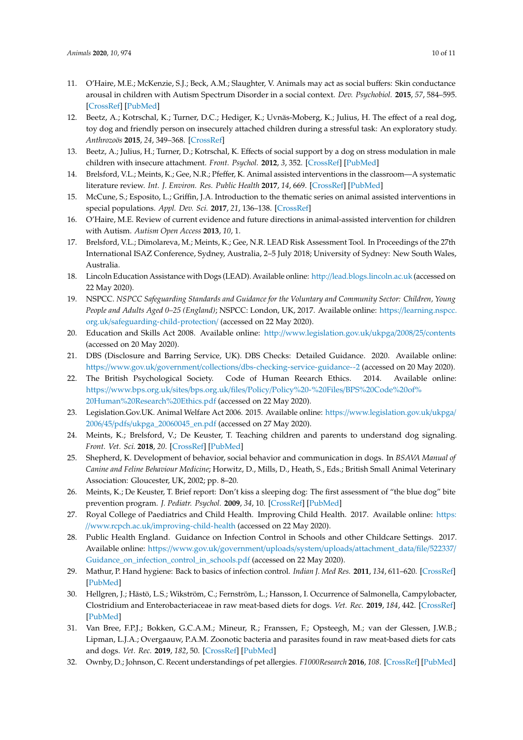11. O'Haire, M.E.; McKenzie, S.J.; Beck, A.M.; Slaughter, V. Animals may act as social buffers: Skin conductance arousal in children with Autism Spectrum Disorder in a social context. *Dev. Psychobiol.* **2015**, *57*, 584–595. [CrossRef] [PubMed]
12. Beetz, A.; Kotrschal, K.; Turner, D.C.; Hediger, K.; Uvnäs-Moberg, K.; Julius, H. The effect of a real dog, toy dog and friendly person on insecurely attached children during a stressful task: An exploratory study. *Anthrozoös* **2015**, *24*, 349–368. [CrossRef]
13. Beetz, A.; Julius, H.; Turner, D.; Kotrschal, K. Effects of social support by a dog on stress modulation in male children with insecure attachment. *Front. Psychol.* **2012**, *3*, 352. [CrossRef] [PubMed]
14. Brelsford, V.L.; Meints, K.; Gee, N.R.; Pfeffer, K. Animal assisted interventions in the classroom—A systematic literature review. *Int. J. Environ. Res. Public Health* **2017**, *14*, 669. [CrossRef] [PubMed]
15. McCune, S.; Esposito, L.; Griffin, J.A. Introduction to the thematic series on animal assisted interventions in special populations. *Appl. Dev. Sci.* **2017**, *21*, 136–138. [CrossRef]
16. O'Haire, M.E. Review of current evidence and future directions in animal-assisted intervention for children with Autism. *Autism Open Access* **2013**, *10*, 1.
17. Brelsford, V.L.; Dimolareva, M.; Meints, K.; Gee, N.R. LEAD Risk Assessment Tool. In Proceedings of the 27th International ISAZ Conference, Sydney, Australia, 2–5 July 2018; University of Sydney: New South Wales, Australia.
18. Lincoln Education Assistance with Dogs (LEAD). Available online: http://lead.blogs.lincoln.ac.uk (accessed on 22 May 2020).
19. NSPCC. *NSPCC Safeguarding Standards and Guidance for the Voluntary and Community Sector: Children, Young People and Adults Aged 0–25 (England)*; NSPCC: London, UK, 2017. Available online: https://learning.nspcc.org.uk/safeguarding-child-protection/ (accessed on 22 May 2020).
20. Education and Skills Act 2008. Available online: http://www.legislation.gov.uk/ukpga/2008/25/contents (accessed on 20 May 2020).
21. DBS (Disclosure and Barring Service, UK). DBS Checks: Detailed Guidance. 2020. Available online: https://www.gov.uk/government/collections/dbs-checking-service-guidance--2 (accessed on 20 May 2020).
22. The British Psychological Society. Code of Human Reearch Ethics. 2014. Available online: https://www.bps.org.uk/sites/bps.org.uk/files/Policy/Policy%20-%20Files/BPS%20Code%20of%20Human%20Research%20Ethics.pdf (accessed on 22 May 2020).
23. Legislation.Gov.UK. Animal Welfare Act 2006. 2015. Available online: https://www.legislation.gov.uk/ukpga/2006/45/pdfs/ukpga_20060045_en.pdf (accessed on 27 May 2020).
24. Meints, K.; Brelsford, V.; De Keuster, T. Teaching children and parents to understand dog signaling. *Front. Vet. Sci.* **2018**, *20*. [CrossRef] [PubMed]
25. Shepherd, K. Development of behavior, social behavior and communication in dogs. In *BSAVA Manual of Canine and Feline Behaviour Medicine*; Horwitz, D., Mills, D., Heath, S., Eds.; British Small Animal Veterinary Association: Gloucester, UK, 2002; pp. 8–20.
26. Meints, K.; De Keuster, T. Brief report: Don't kiss a sleeping dog: The first assessment of "the blue dog" bite prevention program. *J. Pediatr. Psychol.* **2009**, *34*, 10. [CrossRef] [PubMed]
27. Royal College of Paediatrics and Child Health. Improving Child Health. 2017. Available online: https://www.rcpch.ac.uk/improving-child-health (accessed on 22 May 2020).
28. Public Health England. Guidance on Infection Control in Schools and other Childcare Settings. 2017. Available online: https://www.gov.uk/government/uploads/system/uploads/attachment_data/file/522337/Guidance_on_infection_control_in_schools.pdf (accessed on 22 May 2020).
29. Mathur, P. Hand hygiene: Back to basics of infection control. *Indian J. Med Res.* **2011**, *134*, 611–620. [CrossRef] [PubMed]
30. Hellgren, J.; Hästö, L.S.; Wikström, C.; Fernström, L.; Hansson, I. Occurrence of Salmonella, Campylobacter, Clostridium and Enterobacteriaceae in raw meat-based diets for dogs. *Vet. Rec.* **2019**, *184*, 442. [CrossRef] [PubMed]
31. Van Bree, F.P.J.; Bokken, G.C.A.M.; Mineur, R.; Franssen, F.; Opsteegh, M.; van der Glessen, J.W.B.; Lipman, L.J.A.; Overgaauw, P.A.M. Zoonotic bacteria and parasites found in raw meat-based diets for cats and dogs. *Vet. Rec.* **2019**, *182*, 50. [CrossRef] [PubMed]
32. Ownby, D.; Johnson, C. Recent understandings of pet allergies. *F1000Research* **2016**, *108*. [CrossRef] [PubMed]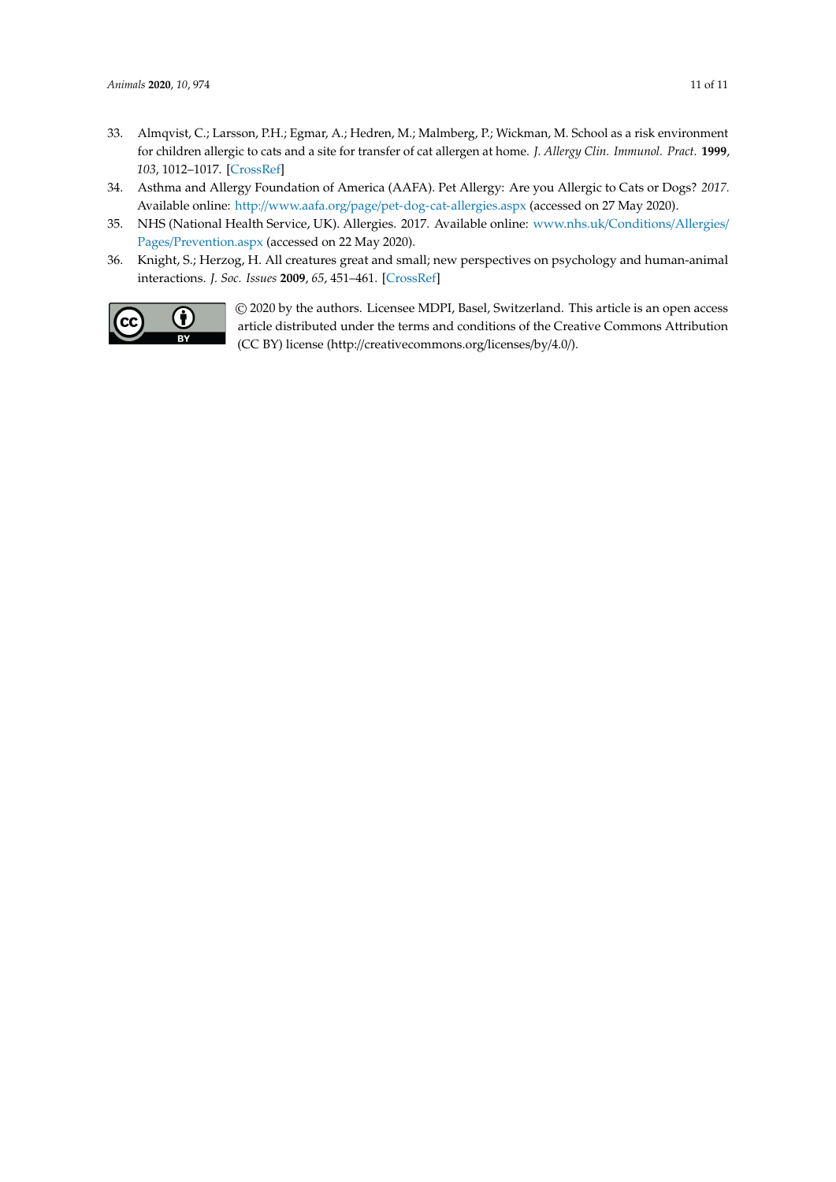33. Almqvist, C.; Larsson, P.H.; Egmar, A.; Hedren, M.; Malmberg, P.; Wickman, M. School as a risk environment for children allergic to cats and a site for transfer of cat allergen at home. *J. Allergy Clin. Immunol. Pract.* **1999**, *103*, 1012–1017. [CrossRef]
34. Asthma and Allergy Foundation of America (AAFA). Pet Allergy: Are you Allergic to Cats or Dogs? *2017*. Available online: http://www.aafa.org/page/pet-dog-cat-allergies.aspx (accessed on 27 May 2020).
35. NHS (National Health Service, UK). Allergies. 2017. Available online: www.nhs.uk/Conditions/Allergies/Pages/Prevention.aspx (accessed on 22 May 2020).
36. Knight, S.; Herzog, H. All creatures great and small; new perspectives on psychology and human-animal interactions. *J. Soc. Issues* **2009**, *65*, 451–461. [CrossRef]

© 2020 by the authors. Licensee MDPI, Basel, Switzerland. This article is an open access article distributed under the terms and conditions of the Creative Commons Attribution (CC BY) license (http://creativecommons.org/licenses/by/4.0/).